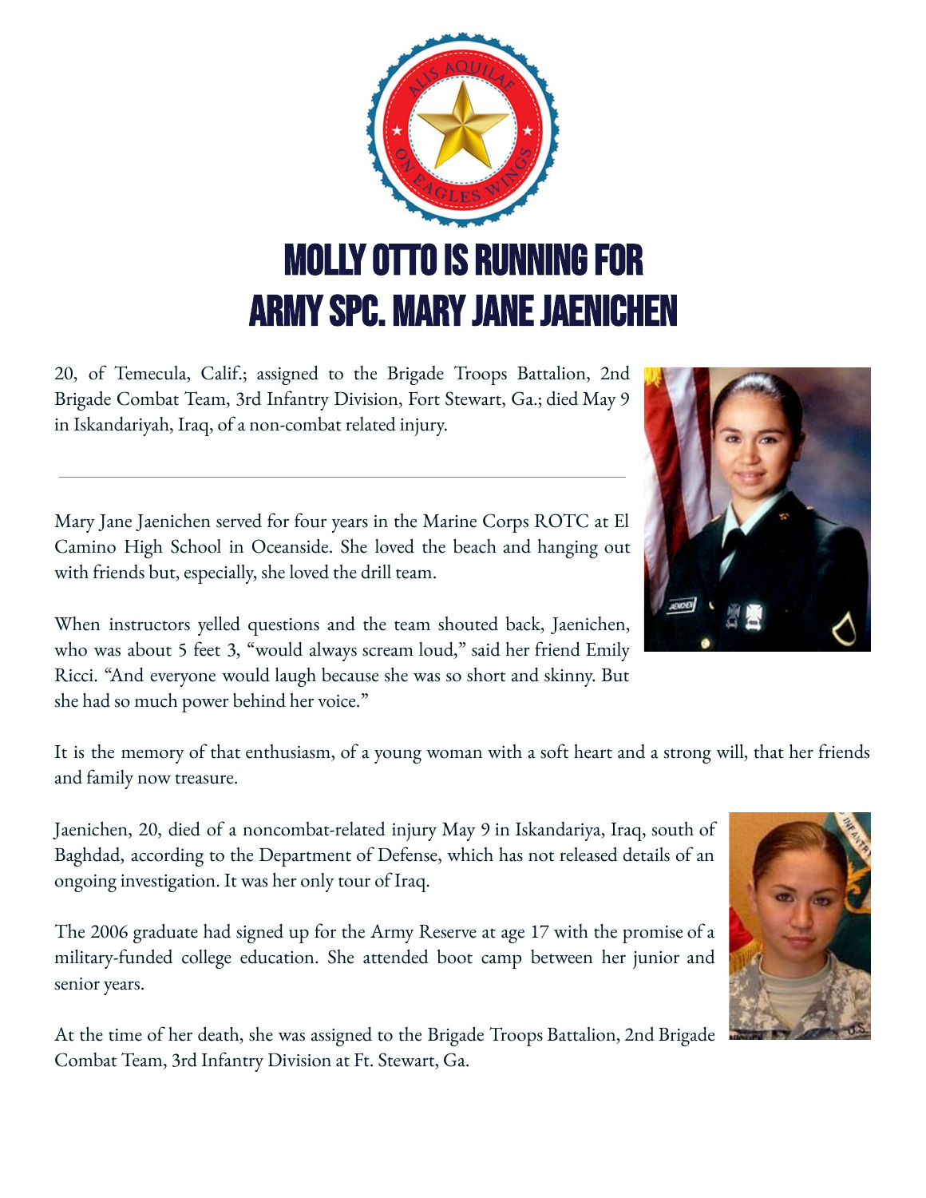# MOLLY OTTO IS RUNNING FOR ARMY SPC. MARY JANE JAENICHEN

20, of Temecula, Calif.; assigned to the Brigade Troops Battalion, 2nd Brigade Combat Team, 3rd Infantry Division, Fort Stewart, Ga.; died May 9 in Iskandariyah, Iraq, of a non-combat related injury.

---

Mary Jane Jaenichen served for four years in the Marine Corps ROTC at El Camino High School in Oceanside. She loved the beach and hanging out with friends but, especially, she loved the drill team.

When instructors yelled questions and the team shouted back, Jaenichen, who was about 5 feet 3, "would always scream loud," said her friend Emily Ricci. "And everyone would laugh because she was so short and skinny. But she had so much power behind her voice."

It is the memory of that enthusiasm, of a young woman with a soft heart and a strong will, that her friends and family now treasure.

Jaenichen, 20, died of a noncombat-related injury May 9 in Iskandariya, Iraq, south of Baghdad, according to the Department of Defense, which has not released details of an ongoing investigation. It was her only tour of Iraq.

The 2006 graduate had signed up for the Army Reserve at age 17 with the promise of a military-funded college education. She attended boot camp between her junior and senior years.

At the time of her death, she was assigned to the Brigade Troops Battalion, 2nd Brigade Combat Team, 3rd Infantry Division at Ft. Stewart, Ga.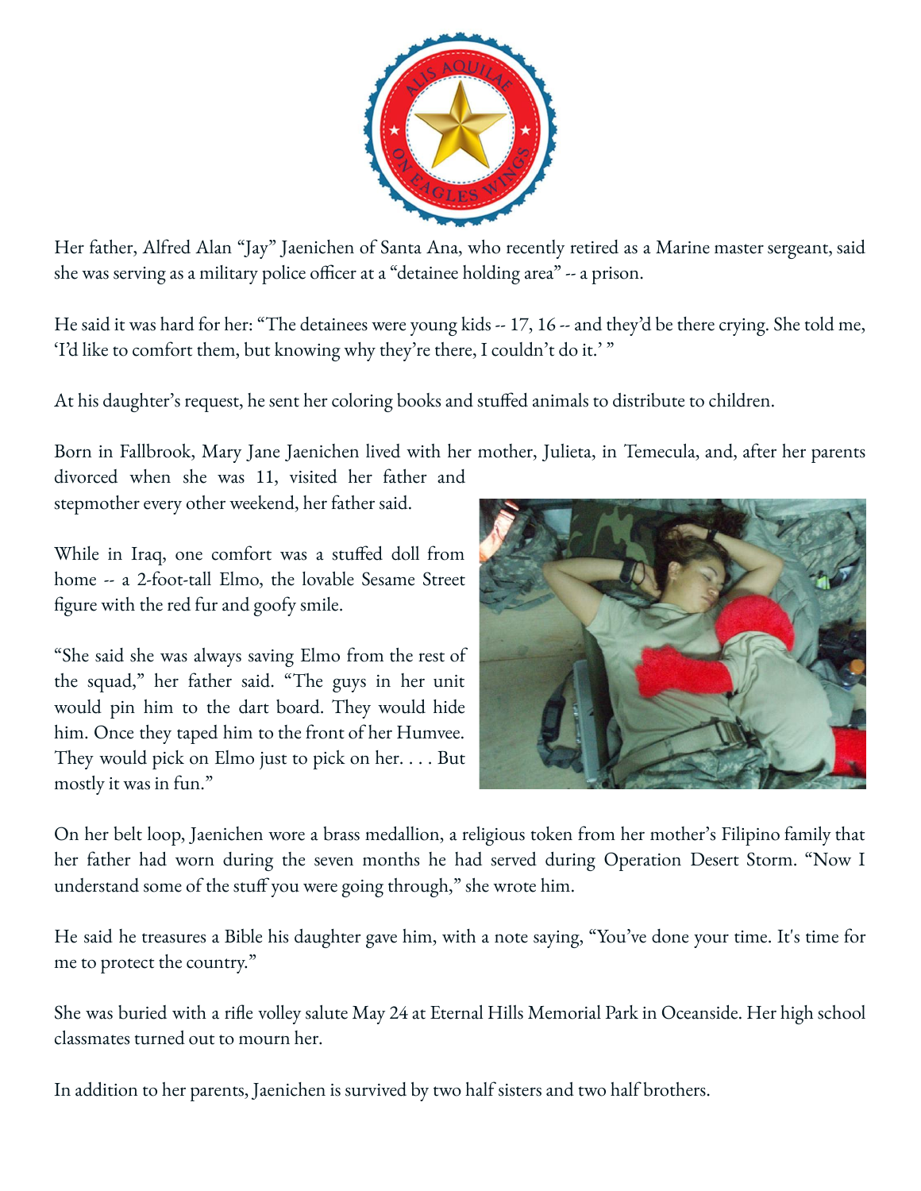Her father, Alfred Alan "Jay" Jaenichen of Santa Ana, who recently retired as a Marine master sergeant, said she was serving as a military police officer at a "detainee holding area" -- a prison.

He said it was hard for her: "The detainees were young kids -- 17, 16 -- and they'd be there crying. She told me, 'I'd like to comfort them, but knowing why they're there, I couldn't do it.' "

At his daughter's request, he sent her coloring books and stuffed animals to distribute to children.

Born in Fallbrook, Mary Jane Jaenichen lived with her mother, Julieta, in Temecula, and, after her parents divorced when she was 11, visited her father and stepmother every other weekend, her father said.

While in Iraq, one comfort was a stuffed doll from home -- a 2-foot-tall Elmo, the lovable Sesame Street figure with the red fur and goofy smile.

"She said she was always saving Elmo from the rest of the squad," her father said. "The guys in her unit would pin him to the dart board. They would hide him. Once they taped him to the front of her Humvee. They would pick on Elmo just to pick on her. . . . But mostly it was in fun."

On her belt loop, Jaenichen wore a brass medallion, a religious token from her mother's Filipino family that her father had worn during the seven months he had served during Operation Desert Storm. "Now I understand some of the stuff you were going through," she wrote him.

He said he treasures a Bible his daughter gave him, with a note saying, "You've done your time. It's time for me to protect the country."

She was buried with a rifle volley salute May 24 at Eternal Hills Memorial Park in Oceanside. Her high school classmates turned out to mourn her.

In addition to her parents, Jaenichen is survived by two half sisters and two half brothers.